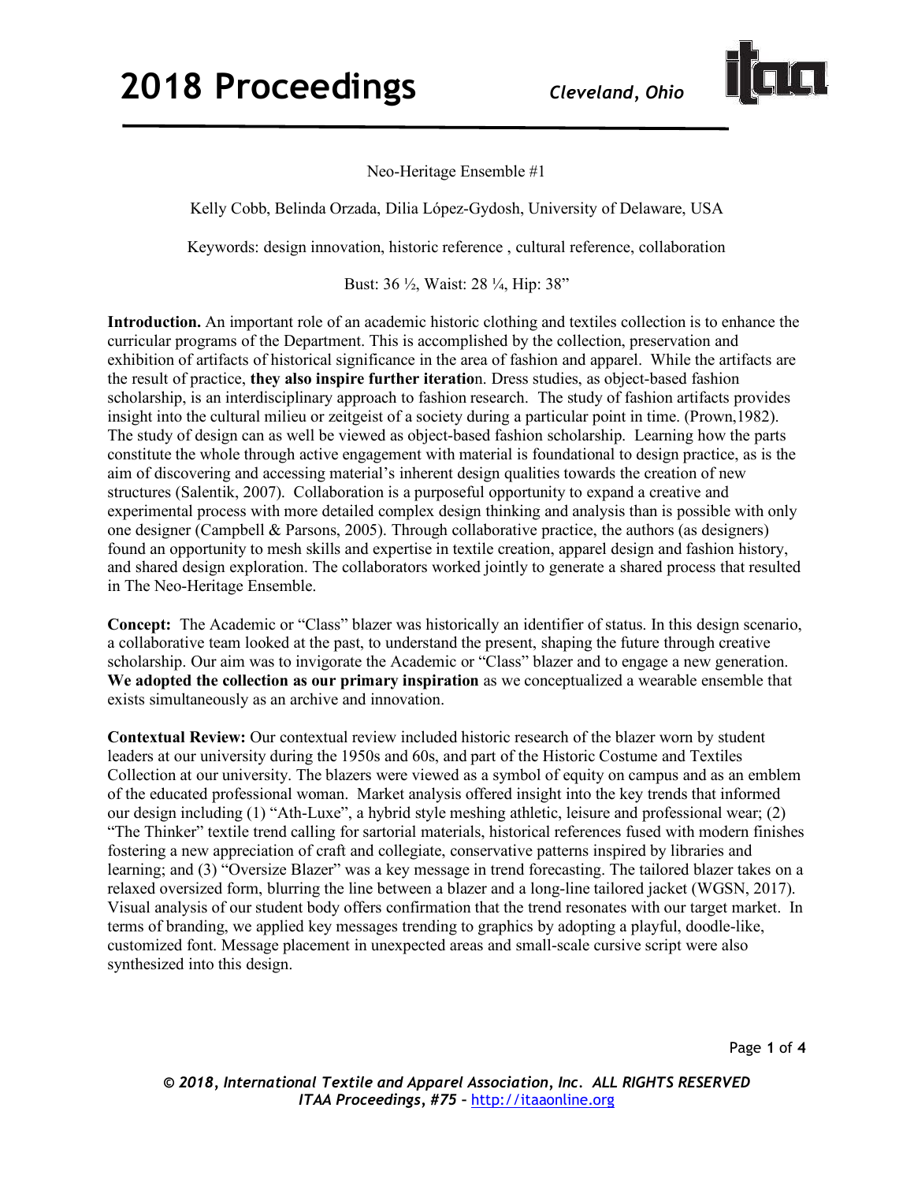Neo-Heritage Ensemble #1

Kelly Cobb, Belinda Orzada, Dilia López-Gydosh, University of Delaware, USA

Keywords: design innovation, historic reference , cultural reference, collaboration

Bust: 36 ½, Waist: 28 ¼, Hip: 38"

**Introduction.** An important role of an academic historic clothing and textiles collection is to enhance the curricular programs of the Department. This is accomplished by the collection, preservation and exhibition of artifacts of historical significance in the area of fashion and apparel. While the artifacts are the result of practice, **they also inspire further iteratio**n. Dress studies, as object-based fashion scholarship, is an interdisciplinary approach to fashion research. The study of fashion artifacts provides insight into the cultural milieu or zeitgeist of a society during a particular point in time. (Prown,1982). The study of design can as well be viewed as object-based fashion scholarship. Learning how the parts constitute the whole through active engagement with material is foundational to design practice, as is the aim of discovering and accessing material's inherent design qualities towards the creation of new structures (Salentik, 2007). Collaboration is a purposeful opportunity to expand a creative and experimental process with more detailed complex design thinking and analysis than is possible with only one designer (Campbell & Parsons, 2005). Through collaborative practice, the authors (as designers) found an opportunity to mesh skills and expertise in textile creation, apparel design and fashion history, and shared design exploration. The collaborators worked jointly to generate a shared process that resulted in The Neo-Heritage Ensemble.

**Concept:** The Academic or "Class" blazer was historically an identifier of status. In this design scenario, a collaborative team looked at the past, to understand the present, shaping the future through creative scholarship. Our aim was to invigorate the Academic or "Class" blazer and to engage a new generation. **We adopted the collection as our primary inspiration** as we conceptualized a wearable ensemble that exists simultaneously as an archive and innovation.

**Contextual Review:** Our contextual review included historic research of the blazer worn by student leaders at our university during the 1950s and 60s, and part of the Historic Costume and Textiles Collection at our university. The blazers were viewed as a symbol of equity on campus and as an emblem of the educated professional woman. Market analysis offered insight into the key trends that informed our design including (1) "Ath-Luxe", a hybrid style meshing athletic, leisure and professional wear; (2) "The Thinker" textile trend calling for sartorial materials, historical references fused with modern finishes fostering a new appreciation of craft and collegiate, conservative patterns inspired by libraries and learning; and (3) "Oversize Blazer" was a key message in trend forecasting. The tailored blazer takes on a relaxed oversized form, blurring the line between a blazer and a long-line tailored jacket (WGSN, 2017). Visual analysis of our student body offers confirmation that the trend resonates with our target market. In terms of branding, we applied key messages trending to graphics by adopting a playful, doodle-like, customized font. Message placement in unexpected areas and small-scale cursive script were also synthesized into this design.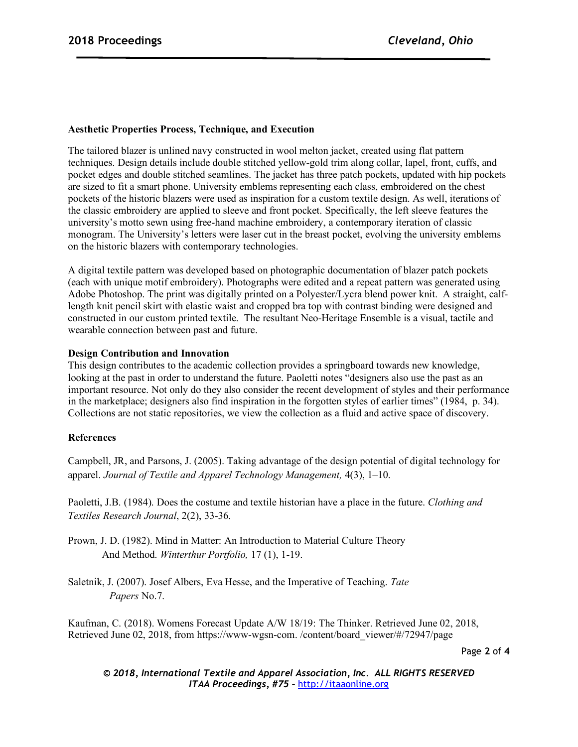**Aesthetic Properties Process, Technique, and Execution**

The tailored blazer is unlined navy constructed in wool melton jacket, created using flat pattern techniques. Design details include double stitched yellow-gold trim along collar, lapel, front, cuffs, and pocket edges and double stitched seamlines. The jacket has three patch pockets, updated with hip pockets are sized to fit a smart phone. University emblems representing each class, embroidered on the chest pockets of the historic blazers were used as inspiration for a custom textile design. As well, iterations of the classic embroidery are applied to sleeve and front pocket. Specifically, the left sleeve features the university's motto sewn using free-hand machine embroidery, a contemporary iteration of classic monogram. The University's letters were laser cut in the breast pocket, evolving the university emblems on the historic blazers with contemporary technologies.

A digital textile pattern was developed based on photographic documentation of blazer patch pockets (each with unique motif embroidery). Photographs were edited and a repeat pattern was generated using Adobe Photoshop. The print was digitally printed on a Polyester/Lycra blend power knit. A straight, calf-length knit pencil skirt with elastic waist and cropped bra top with contrast binding were designed and constructed in our custom printed textile. The resultant Neo-Heritage Ensemble is a visual, tactile and wearable connection between past and future.

**Design Contribution and Innovation**

This design contributes to the academic collection provides a springboard towards new knowledge, looking at the past in order to understand the future. Paoletti notes "designers also use the past as an important resource. Not only do they also consider the recent development of styles and their performance in the marketplace; designers also find inspiration in the forgotten styles of earlier times" (1984, p. 34). Collections are not static repositories, we view the collection as a fluid and active space of discovery.

**References**

Campbell, JR, and Parsons, J. (2005). Taking advantage of the design potential of digital technology for apparel. *Journal of Textile and Apparel Technology Management,* 4(3), 1–10.

Paoletti, J.B. (1984). Does the costume and textile historian have a place in the future. *Clothing and Textiles Research Journal*, 2(2), 33-36.

Prown, J. D. (1982). Mind in Matter: An Introduction to Material Culture Theory And Method. *Winterthur Portfolio,* 17 (1), 1-19.

Saletnik, J. (2007). Josef Albers, Eva Hesse, and the Imperative of Teaching. *Tate Papers* No.7.

Kaufman, C. (2018). Womens Forecast Update A/W 18/19: The Thinker. Retrieved June 02, 2018, Retrieved June 02, 2018, from https://www-wgsn-com. /content/board_viewer/#/72947/page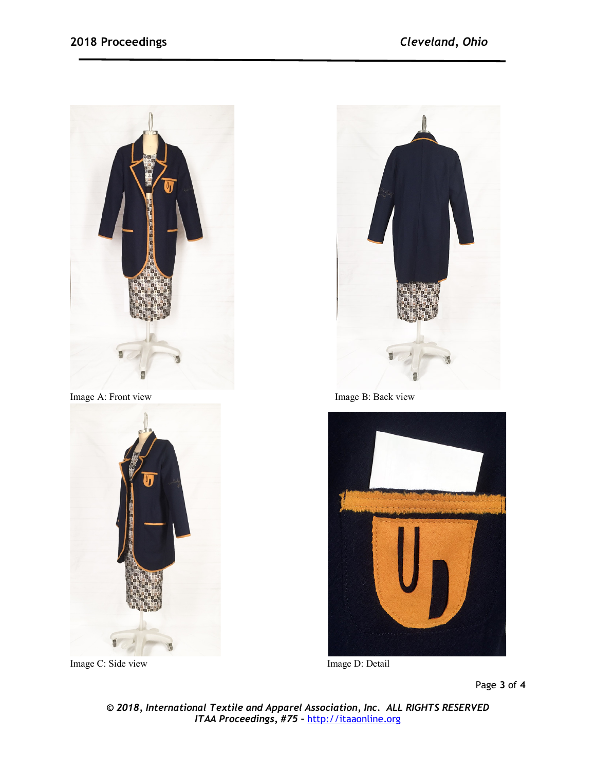Image A: Front view

Image B: Back view

Image C: Side view

Image D: Detail